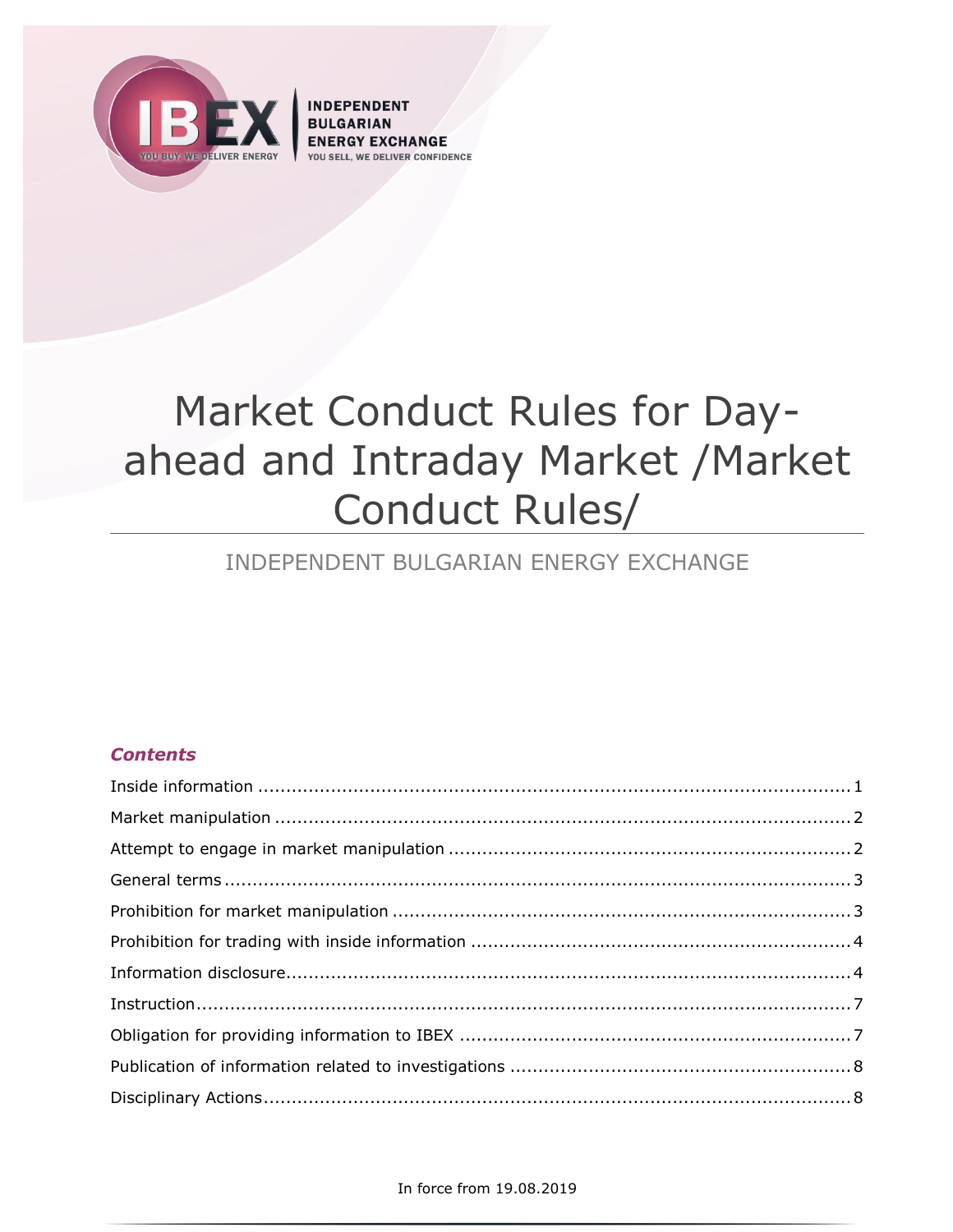INDEPENDENT BULGARIAN ENERGY EXCHANGE

YOU BUY, WE DELIVER ENERGY

YOU SELL, WE DELIVER CONFIDENCE

# Market Conduct Rules for Day-ahead and Intraday Market /Market Conduct Rules/

INDEPENDENT BULGARIAN ENERGY EXCHANGE

### *Contents*

| | |
|---|---|
| Inside information | 1 |
| Market manipulation | 2 |
| Attempt to engage in market manipulation | 2 |
| General terms | 3 |
| Prohibition for market manipulation | 3 |
| Prohibition for trading with inside information | 4 |
| Information disclosure | 4 |
| Instruction | 7 |
| Obligation for providing information to IBEX | 7 |
| Publication of information related to investigations | 8 |
| Disciplinary Actions | 8 |

In force from 19.08.2019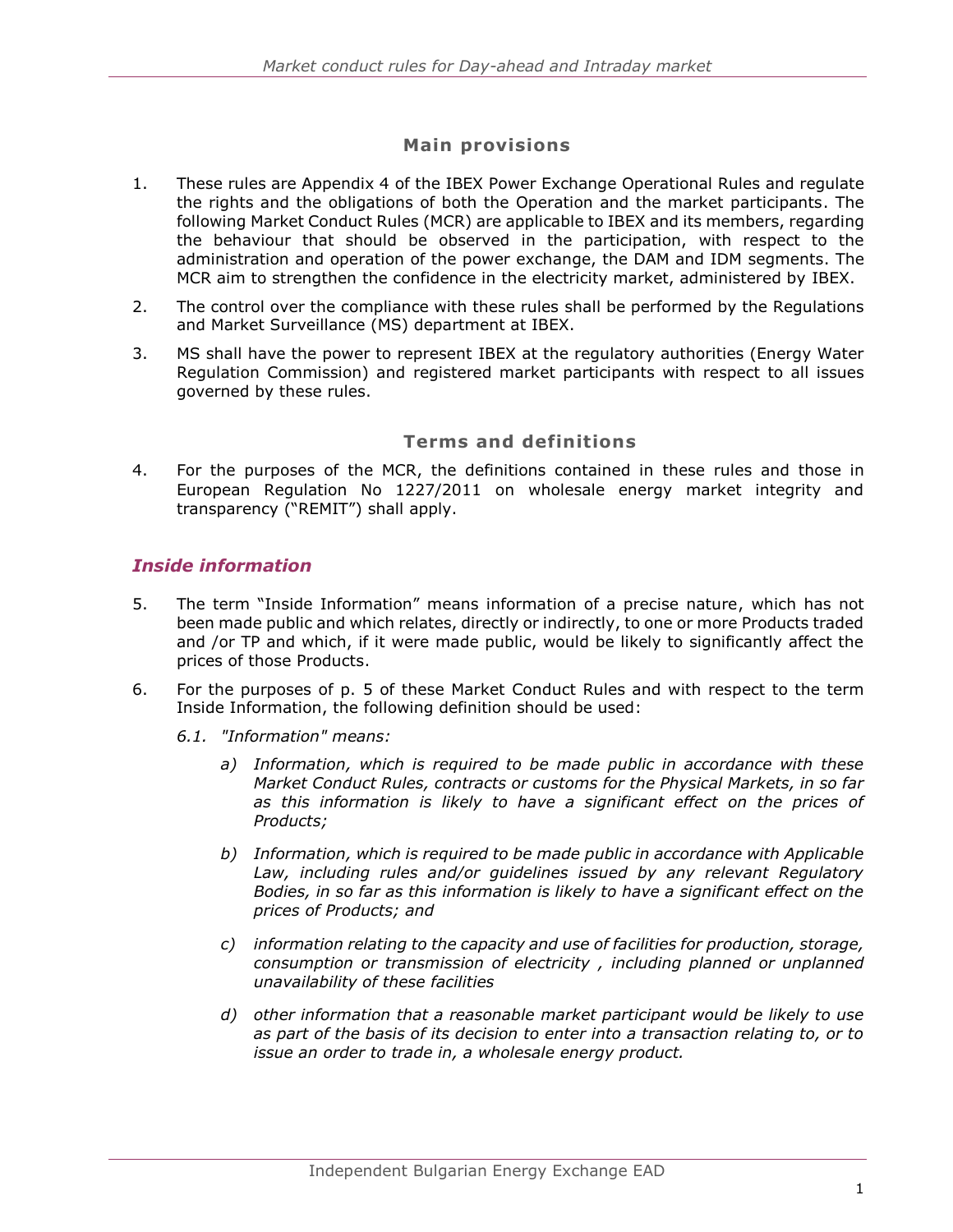## Main provisions

1. These rules are Appendix 4 of the IBEX Power Exchange Operational Rules and regulate the rights and the obligations of both the Operation and the market participants. The following Market Conduct Rules (MCR) are applicable to IBEX and its members, regarding the behaviour that should be observed in the participation, with respect to the administration and operation of the power exchange, the DAM and IDM segments. The MCR aim to strengthen the confidence in the electricity market, administered by IBEX.

2. The control over the compliance with these rules shall be performed by the Regulations and Market Surveillance (MS) department at IBEX.

3. MS shall have the power to represent IBEX at the regulatory authorities (Energy Water Regulation Commission) and registered market participants with respect to all issues governed by these rules.

## Terms and definitions

4. For the purposes of the MCR, the definitions contained in these rules and those in European Regulation No 1227/2011 on wholesale energy market integrity and transparency ("REMIT") shall apply.

### *Inside information*

5. The term "Inside Information" means information of a precise nature, which has not been made public and which relates, directly or indirectly, to one or more Products traded and /or TP and which, if it were made public, would be likely to significantly affect the prices of those Products.

6. For the purposes of p. 5 of these Market Conduct Rules and with respect to the term Inside Information, the following definition should be used:

   *6.1. "Information" means:*

   *a) Information, which is required to be made public in accordance with these Market Conduct Rules, contracts or customs for the Physical Markets, in so far as this information is likely to have a significant effect on the prices of Products;*

   *b) Information, which is required to be made public in accordance with Applicable Law, including rules and/or guidelines issued by any relevant Regulatory Bodies, in so far as this information is likely to have a significant effect on the prices of Products; and*

   *c) information relating to the capacity and use of facilities for production, storage, consumption or transmission of electricity , including planned or unplanned unavailability of these facilities*

   *d) other information that a reasonable market participant would be likely to use as part of the basis of its decision to enter into a transaction relating to, or to issue an order to trade in, a wholesale energy product.*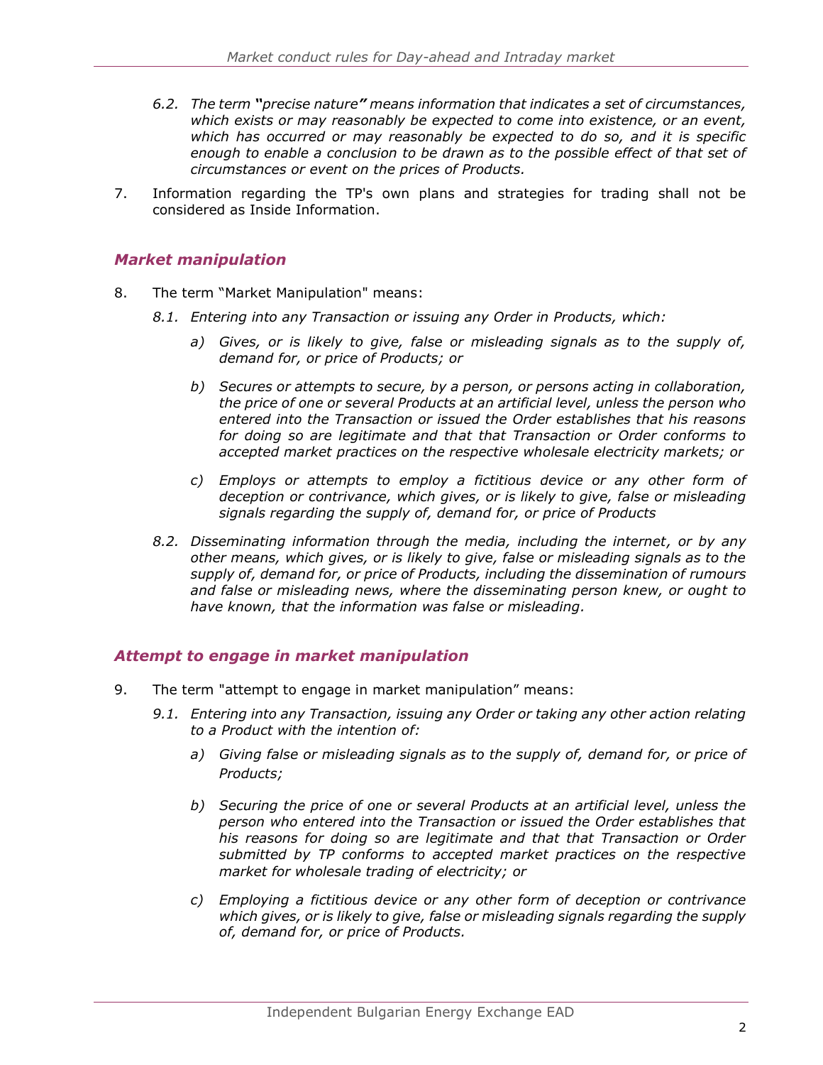*6.2. The term **"**precise nature**"** means information that indicates a set of circumstances, which exists or may reasonably be expected to come into existence, or an event, which has occurred or may reasonably be expected to do so, and it is specific enough to enable a conclusion to be drawn as to the possible effect of that set of circumstances or event on the prices of Products.*

7. Information regarding the TP's own plans and strategies for trading shall not be considered as Inside Information.

## *Market manipulation*

8. The term "Market Manipulation" means:

   *8.1. Entering into any Transaction or issuing any Order in Products, which:*

   *a) Gives, or is likely to give, false or misleading signals as to the supply of, demand for, or price of Products; or*

   *b) Secures or attempts to secure, by a person, or persons acting in collaboration, the price of one or several Products at an artificial level, unless the person who entered into the Transaction or issued the Order establishes that his reasons for doing so are legitimate and that that Transaction or Order conforms to accepted market practices on the respective wholesale electricity markets; or*

   *c) Employs or attempts to employ a fictitious device or any other form of deception or contrivance, which gives, or is likely to give, false or misleading signals regarding the supply of, demand for, or price of Products*

   *8.2. Disseminating information through the media, including the internet, or by any other means, which gives, or is likely to give, false or misleading signals as to the supply of, demand for, or price of Products, including the dissemination of rumours and false or misleading news, where the disseminating person knew, or ought to have known, that the information was false or misleading.*

## *Attempt to engage in market manipulation*

9. The term "attempt to engage in market manipulation" means:

   *9.1. Entering into any Transaction, issuing any Order or taking any other action relating to a Product with the intention of:*

   *a) Giving false or misleading signals as to the supply of, demand for, or price of Products;*

   *b) Securing the price of one or several Products at an artificial level, unless the person who entered into the Transaction or issued the Order establishes that his reasons for doing so are legitimate and that that Transaction or Order submitted by TP conforms to accepted market practices on the respective market for wholesale trading of electricity; or*

   *c) Employing a fictitious device or any other form of deception or contrivance which gives, or is likely to give, false or misleading signals regarding the supply of, demand for, or price of Products.*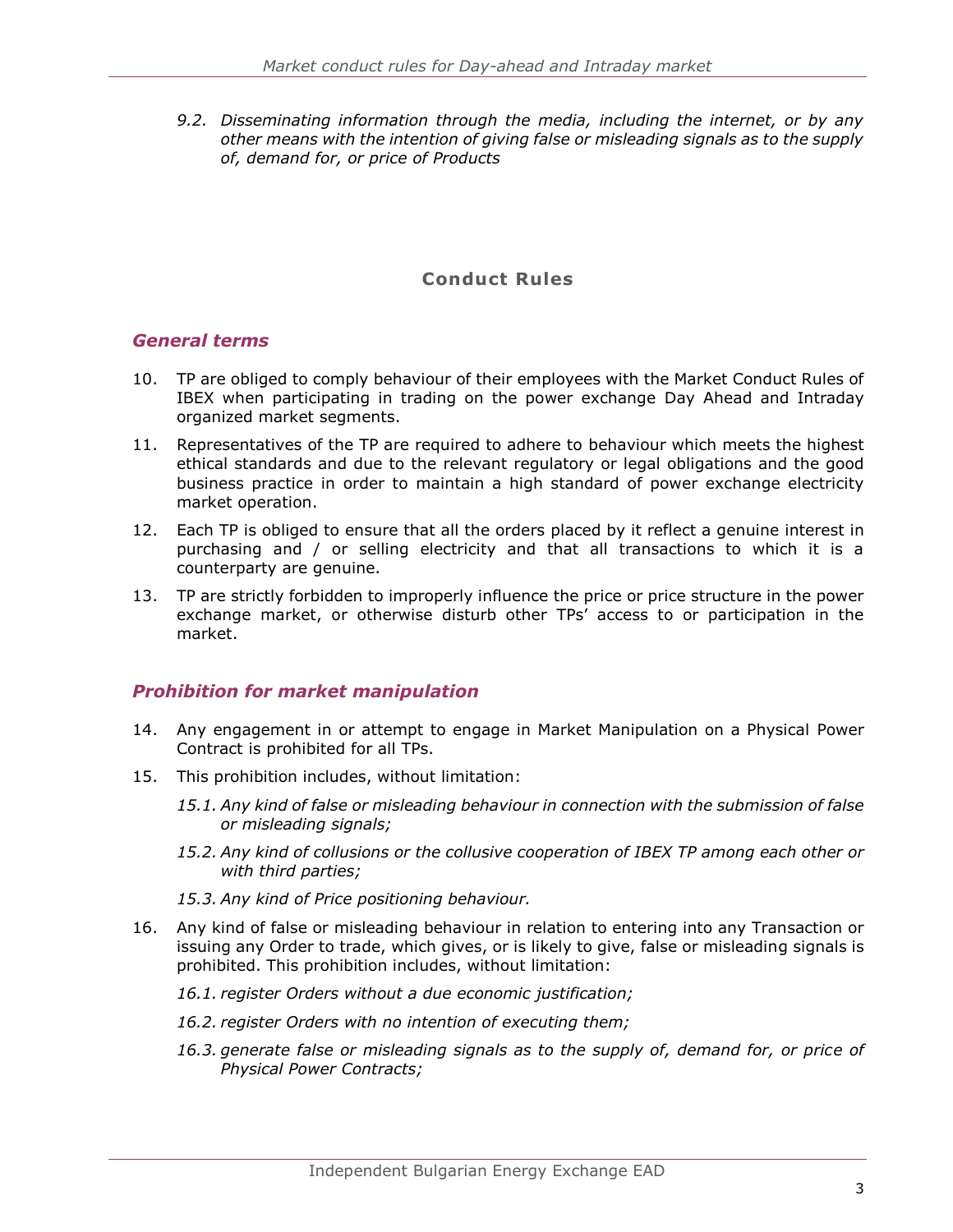*9.2. Disseminating information through the media, including the internet, or by any other means with the intention of giving false or misleading signals as to the supply of, demand for, or price of Products*

## Conduct Rules

### *General terms*

10. TP are obliged to comply behaviour of their employees with the Market Conduct Rules of IBEX when participating in trading on the power exchange Day Ahead and Intraday organized market segments.
11. Representatives of the TP are required to adhere to behaviour which meets the highest ethical standards and due to the relevant regulatory or legal obligations and the good business practice in order to maintain a high standard of power exchange electricity market operation.
12. Each TP is obliged to ensure that all the orders placed by it reflect a genuine interest in purchasing and / or selling electricity and that all transactions to which it is a counterparty are genuine.
13. TP are strictly forbidden to improperly influence the price or price structure in the power exchange market, or otherwise disturb other TPs' access to or participation in the market.

### *Prohibition for market manipulation*

14. Any engagement in or attempt to engage in Market Manipulation on a Physical Power Contract is prohibited for all TPs.
15. This prohibition includes, without limitation:

    *15.1. Any kind of false or misleading behaviour in connection with the submission of false or misleading signals;*

    *15.2. Any kind of collusions or the collusive cooperation of IBEX TP among each other or with third parties;*

    *15.3. Any kind of Price positioning behaviour.*

16. Any kind of false or misleading behaviour in relation to entering into any Transaction or issuing any Order to trade, which gives, or is likely to give, false or misleading signals is prohibited. This prohibition includes, without limitation:

    *16.1. register Orders without a due economic justification;*

    *16.2. register Orders with no intention of executing them;*

    *16.3. generate false or misleading signals as to the supply of, demand for, or price of Physical Power Contracts;*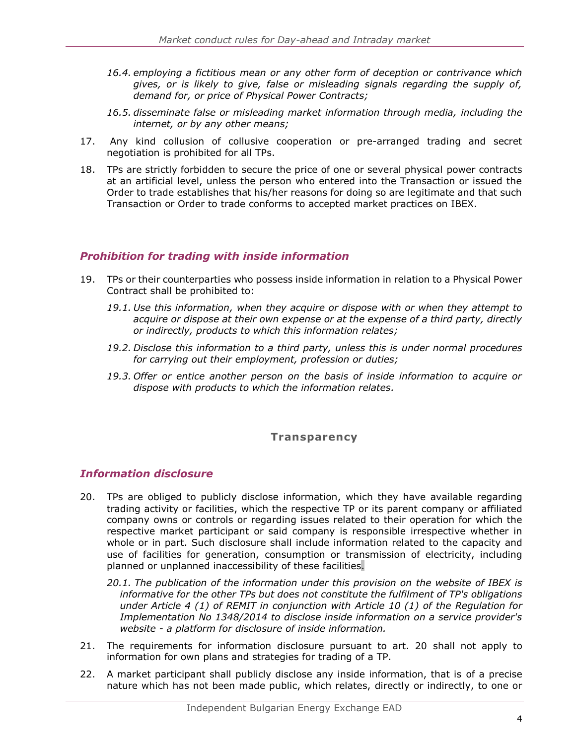*16.4. employing a fictitious mean or any other form of deception or contrivance which gives, or is likely to give, false or misleading signals regarding the supply of, demand for, or price of Physical Power Contracts;*

*16.5. disseminate false or misleading market information through media, including the internet, or by any other means;*

17. Any kind collusion of collusive cooperation or pre-arranged trading and secret negotiation is prohibited for all TPs.

18. TPs are strictly forbidden to secure the price of one or several physical power contracts at an artificial level, unless the person who entered into the Transaction or issued the Order to trade establishes that his/her reasons for doing so are legitimate and that such Transaction or Order to trade conforms to accepted market practices on IBEX.

### *Prohibition for trading with inside information*

19. TPs or their counterparties who possess inside information in relation to a Physical Power Contract shall be prohibited to:

    *19.1. Use this information, when they acquire or dispose with or when they attempt to acquire or dispose at their own expense or at the expense of a third party, directly or indirectly, products to which this information relates;*

    *19.2. Disclose this information to a third party, unless this is under normal procedures for carrying out their employment, profession or duties;*

    *19.3. Offer or entice another person on the basis of inside information to acquire or dispose with products to which the information relates.*

## Transparency

### *Information disclosure*

20. TPs are obliged to publicly disclose information, which they have available regarding trading activity or facilities, which the respective TP or its parent company or affiliated company owns or controls or regarding issues related to their operation for which the respective market participant or said company is responsible irrespective whether in whole or in part. Such disclosure shall include information related to the capacity and use of facilities for generation, consumption or transmission of electricity, including planned or unplanned inaccessibility of these facilities.

    *20.1. The publication of the information under this provision on the website of IBEX is informative for the other TPs but does not constitute the fulfilment of TP's obligations under Article 4 (1) of REMIT in conjunction with Article 10 (1) of the Regulation for Implementation No 1348/2014 to disclose inside information on a service provider's website - a platform for disclosure of inside information.*

21. The requirements for information disclosure pursuant to art. 20 shall not apply to information for own plans and strategies for trading of a TP.

22. A market participant shall publicly disclose any inside information, that is of a precise nature which has not been made public, which relates, directly or indirectly, to one or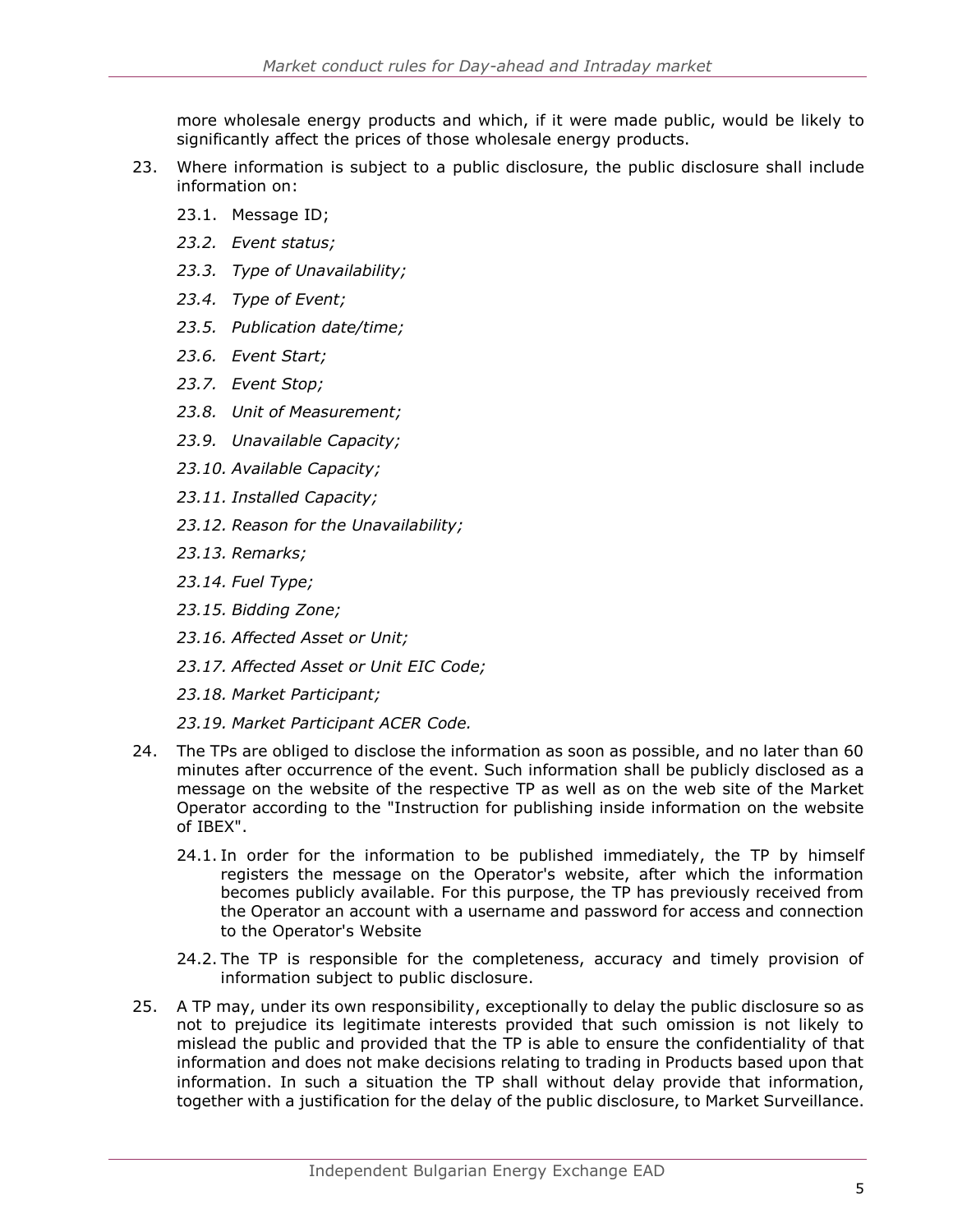more wholesale energy products and which, if it were made public, would be likely to significantly affect the prices of those wholesale energy products.

23. Where information is subject to a public disclosure, the public disclosure shall include information on:

    23.1. Message ID;

    *23.2. Event status;*

    *23.3. Type of Unavailability;*

    *23.4. Type of Event;*

    *23.5. Publication date/time;*

    *23.6. Event Start;*

    *23.7. Event Stop;*

    *23.8. Unit of Measurement;*

    *23.9. Unavailable Capacity;*

    *23.10. Available Capacity;*

    *23.11. Installed Capacity;*

    *23.12. Reason for the Unavailability;*

    *23.13. Remarks;*

    *23.14. Fuel Type;*

    *23.15. Bidding Zone;*

    *23.16. Affected Asset or Unit;*

    *23.17. Affected Asset or Unit EIC Code;*

    *23.18. Market Participant;*

    *23.19. Market Participant ACER Code.*

24. The TPs are obliged to disclose the information as soon as possible, and no later than 60 minutes after occurrence of the event. Such information shall be publicly disclosed as a message on the website of the respective TP as well as on the web site of the Market Operator according to the "Instruction for publishing inside information on the website of IBEX".

    24.1. In order for the information to be published immediately, the TP by himself registers the message on the Operator's website, after which the information becomes publicly available. For this purpose, the TP has previously received from the Operator an account with a username and password for access and connection to the Operator's Website

    24.2. The TP is responsible for the completeness, accuracy and timely provision of information subject to public disclosure.

25. A TP may, under its own responsibility, exceptionally to delay the public disclosure so as not to prejudice its legitimate interests provided that such omission is not likely to mislead the public and provided that the TP is able to ensure the confidentiality of that information and does not make decisions relating to trading in Products based upon that information. In such a situation the TP shall without delay provide that information, together with a justification for the delay of the public disclosure, to Market Surveillance.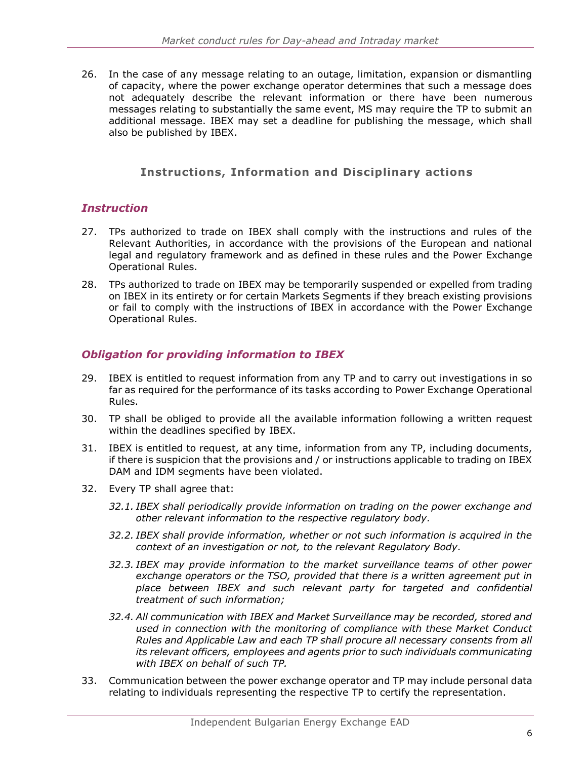26. In the case of any message relating to an outage, limitation, expansion or dismantling of capacity, where the power exchange operator determines that such a message does not adequately describe the relevant information or there have been numerous messages relating to substantially the same event, MS may require the TP to submit an additional message. IBEX may set a deadline for publishing the message, which shall also be published by IBEX.

## Instructions, Information and Disciplinary actions

### *Instruction*

27. TPs authorized to trade on IBEX shall comply with the instructions and rules of the Relevant Authorities, in accordance with the provisions of the European and national legal and regulatory framework and as defined in these rules and the Power Exchange Operational Rules.

28. TPs authorized to trade on IBEX may be temporarily suspended or expelled from trading on IBEX in its entirety or for certain Markets Segments if they breach existing provisions or fail to comply with the instructions of IBEX in accordance with the Power Exchange Operational Rules.

### *Obligation for providing information to IBEX*

29. IBEX is entitled to request information from any TP and to carry out investigations in so far as required for the performance of its tasks according to Power Exchange Operational Rules.

30. TP shall be obliged to provide all the available information following a written request within the deadlines specified by IBEX.

31. IBEX is entitled to request, at any time, information from any TP, including documents, if there is suspicion that the provisions and / or instructions applicable to trading on IBEX DAM and IDM segments have been violated.

32. Every TP shall agree that:

    *32.1. IBEX shall periodically provide information on trading on the power exchange and other relevant information to the respective regulatory body.*

    *32.2. IBEX shall provide information, whether or not such information is acquired in the context of an investigation or not, to the relevant Regulatory Body.*

    *32.3. IBEX may provide information to the market surveillance teams of other power exchange operators or the TSO, provided that there is a written agreement put in place between IBEX and such relevant party for targeted and confidential treatment of such information;*

    *32.4. All communication with IBEX and Market Surveillance may be recorded, stored and used in connection with the monitoring of compliance with these Market Conduct Rules and Applicable Law and each TP shall procure all necessary consents from all its relevant officers, employees and agents prior to such individuals communicating with IBEX on behalf of such TP.*

33. Communication between the power exchange operator and TP may include personal data relating to individuals representing the respective TP to certify the representation.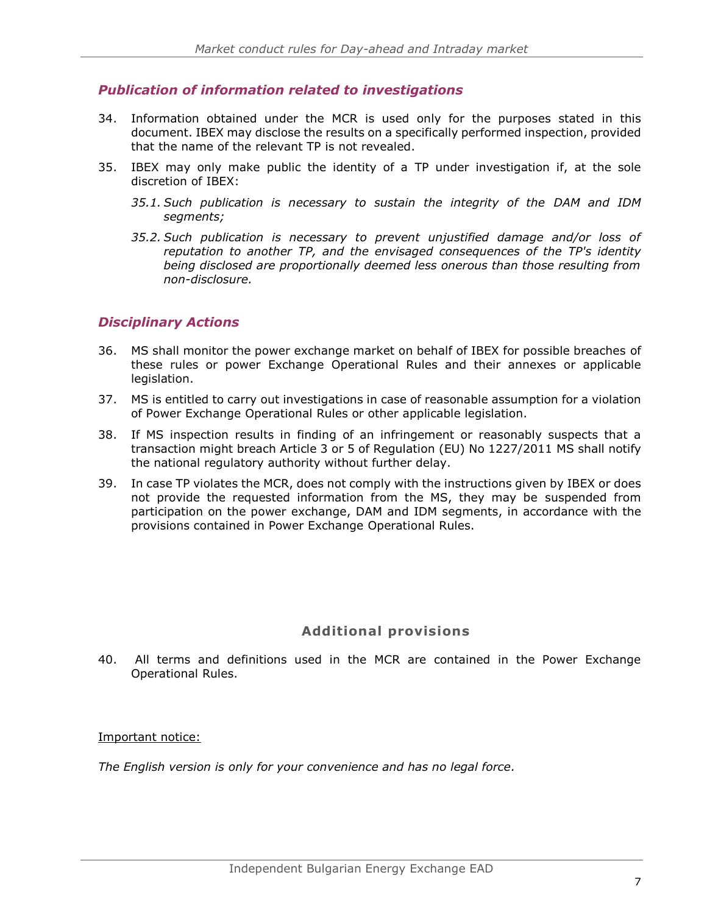### *Publication of information related to investigations*

34. Information obtained under the MCR is used only for the purposes stated in this document. IBEX may disclose the results on a specifically performed inspection, provided that the name of the relevant TP is not revealed.

35. IBEX may only make public the identity of a TP under investigation if, at the sole discretion of IBEX:

    *35.1. Such publication is necessary to sustain the integrity of the DAM and IDM segments;*

    *35.2. Such publication is necessary to prevent unjustified damage and/or loss of reputation to another TP, and the envisaged consequences of the TP's identity being disclosed are proportionally deemed less onerous than those resulting from non-disclosure.*

### *Disciplinary Actions*

36. MS shall monitor the power exchange market on behalf of IBEX for possible breaches of these rules or power Exchange Operational Rules and their annexes or applicable legislation.

37. MS is entitled to carry out investigations in case of reasonable assumption for a violation of Power Exchange Operational Rules or other applicable legislation.

38. If MS inspection results in finding of an infringement or reasonably suspects that a transaction might breach Article 3 or 5 of Regulation (EU) No 1227/2011 MS shall notify the national regulatory authority without further delay.

39. In case TP violates the MCR, does not comply with the instructions given by IBEX or does not provide the requested information from the MS, they may be suspended from participation on the power exchange, DAM and IDM segments, in accordance with the provisions contained in Power Exchange Operational Rules.

## Additional provisions

40. All terms and definitions used in the MCR are contained in the Power Exchange Operational Rules.

Important notice:

*The English version is only for your convenience and has no legal force.*